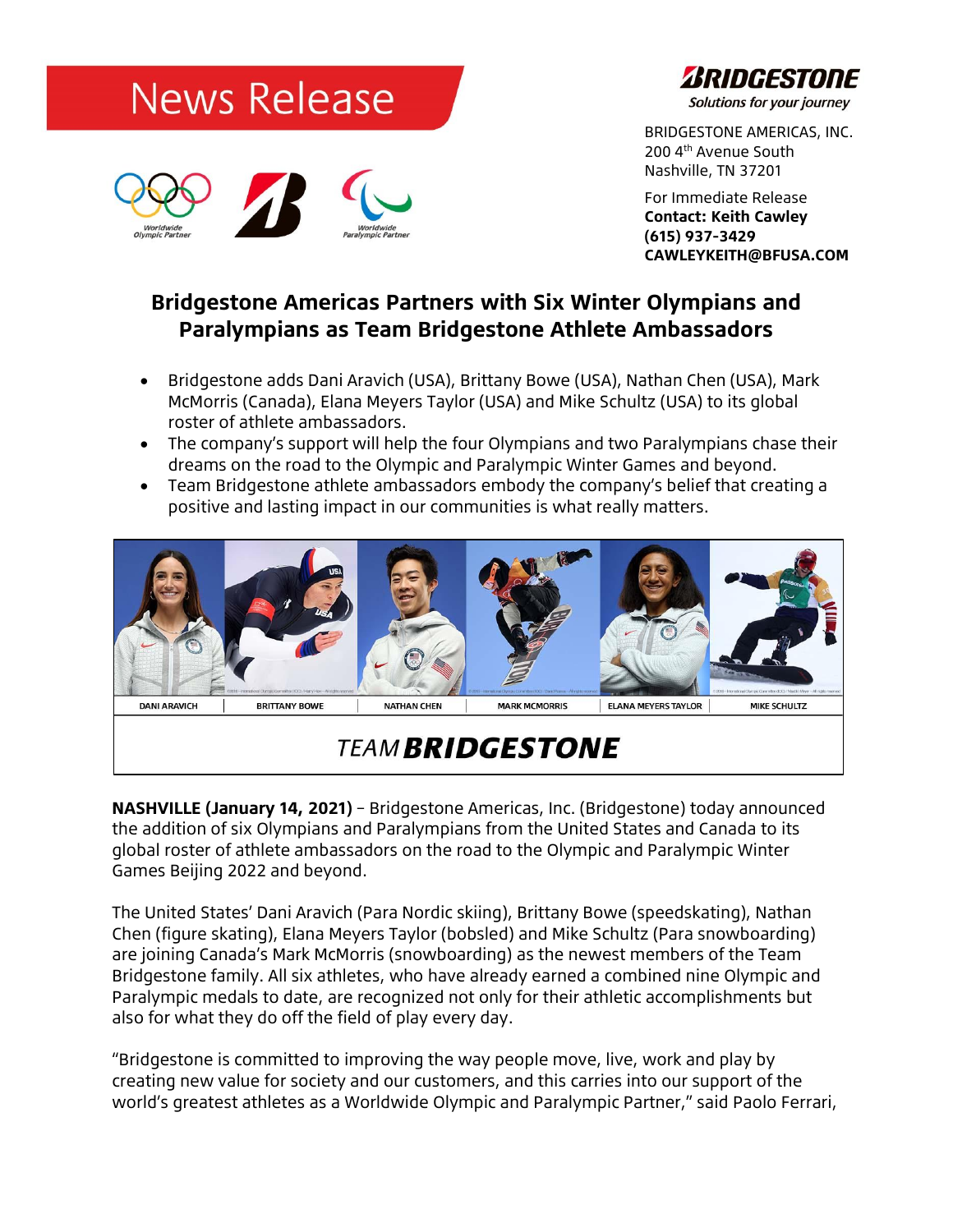# News Release

**BRIDGESTONE**
*Solutions for your journey*

BRIDGESTONE AMERICAS, INC.
200 4th Avenue South
Nashville, TN 37201

For Immediate Release
**Contact: Keith Cawley**
**(615) 937-3429**
**CAWLEYKEITH@BFUSA.COM**

## Bridgestone Americas Partners with Six Winter Olympians and Paralympians as Team Bridgestone Athlete Ambassadors

- Bridgestone adds Dani Aravich (USA), Brittany Bowe (USA), Nathan Chen (USA), Mark McMorris (Canada), Elana Meyers Taylor (USA) and Mike Schultz (USA) to its global roster of athlete ambassadors.
- The company's support will help the four Olympians and two Paralympians chase their dreams on the road to the Olympic and Paralympic Winter Games and beyond.
- Team Bridgestone athlete ambassadors embody the company's belief that creating a positive and lasting impact in our communities is what really matters.

DANI ARAVICH | BRITTANY BOWE | NATHAN CHEN | MARK MCMORRIS | ELANA MEYERS TAYLOR | MIKE SCHULTZ

TEAM BRIDGESTONE

**NASHVILLE (January 14, 2021)** – Bridgestone Americas, Inc. (Bridgestone) today announced the addition of six Olympians and Paralympians from the United States and Canada to its global roster of athlete ambassadors on the road to the Olympic and Paralympic Winter Games Beijing 2022 and beyond.

The United States' Dani Aravich (Para Nordic skiing), Brittany Bowe (speedskating), Nathan Chen (figure skating), Elana Meyers Taylor (bobsled) and Mike Schultz (Para snowboarding) are joining Canada's Mark McMorris (snowboarding) as the newest members of the Team Bridgestone family. All six athletes, who have already earned a combined nine Olympic and Paralympic medals to date, are recognized not only for their athletic accomplishments but also for what they do off the field of play every day.

"Bridgestone is committed to improving the way people move, live, work and play by creating new value for society and our customers, and this carries into our support of the world's greatest athletes as a Worldwide Olympic and Paralympic Partner," said Paolo Ferrari,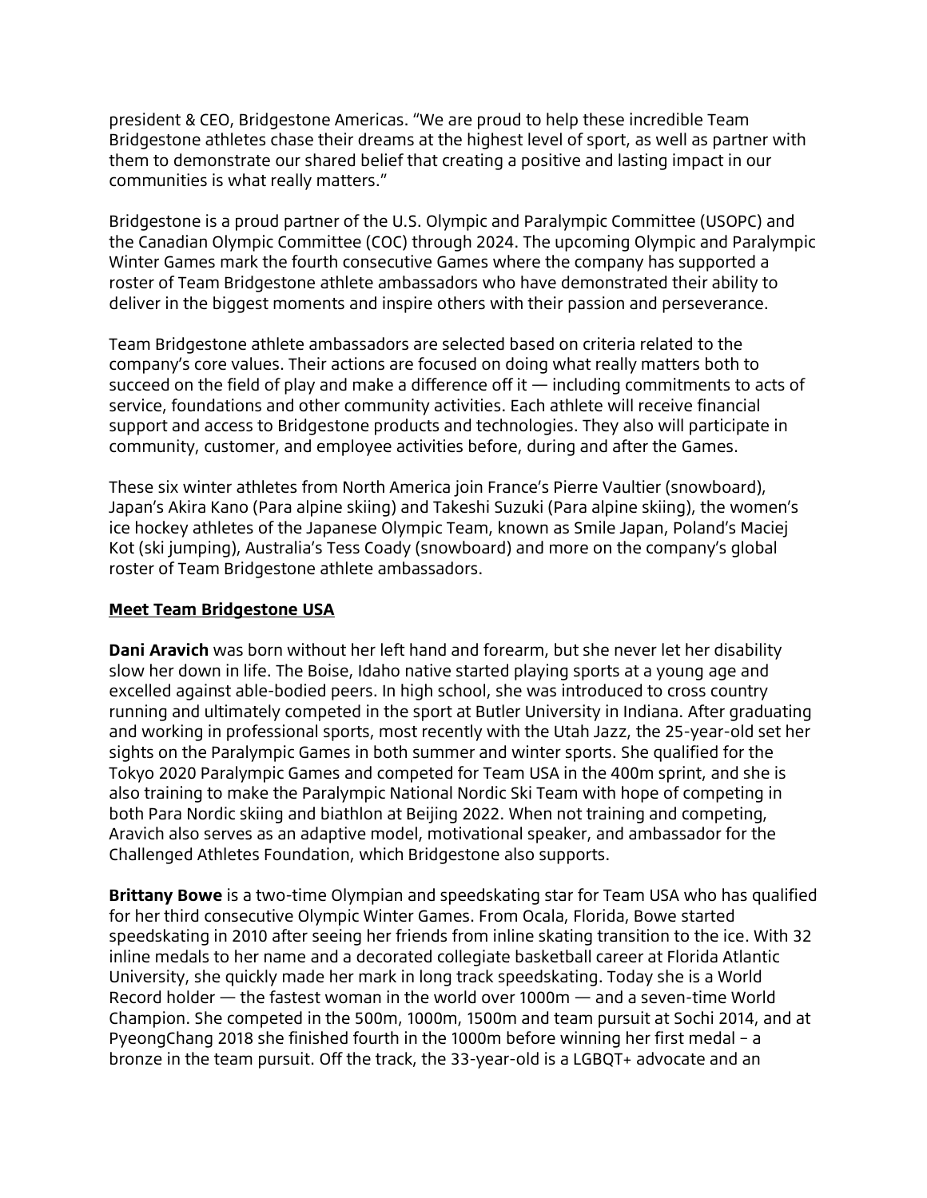president & CEO, Bridgestone Americas. "We are proud to help these incredible Team Bridgestone athletes chase their dreams at the highest level of sport, as well as partner with them to demonstrate our shared belief that creating a positive and lasting impact in our communities is what really matters."

Bridgestone is a proud partner of the U.S. Olympic and Paralympic Committee (USOPC) and the Canadian Olympic Committee (COC) through 2024. The upcoming Olympic and Paralympic Winter Games mark the fourth consecutive Games where the company has supported a roster of Team Bridgestone athlete ambassadors who have demonstrated their ability to deliver in the biggest moments and inspire others with their passion and perseverance.

Team Bridgestone athlete ambassadors are selected based on criteria related to the company's core values. Their actions are focused on doing what really matters both to succeed on the field of play and make a difference off it — including commitments to acts of service, foundations and other community activities. Each athlete will receive financial support and access to Bridgestone products and technologies. They also will participate in community, customer, and employee activities before, during and after the Games.

These six winter athletes from North America join France's Pierre Vaultier (snowboard), Japan's Akira Kano (Para alpine skiing) and Takeshi Suzuki (Para alpine skiing), the women's ice hockey athletes of the Japanese Olympic Team, known as Smile Japan, Poland's Maciej Kot (ski jumping), Australia's Tess Coady (snowboard) and more on the company's global roster of Team Bridgestone athlete ambassadors.

**Meet Team Bridgestone USA**

**Dani Aravich** was born without her left hand and forearm, but she never let her disability slow her down in life. The Boise, Idaho native started playing sports at a young age and excelled against able-bodied peers. In high school, she was introduced to cross country running and ultimately competed in the sport at Butler University in Indiana. After graduating and working in professional sports, most recently with the Utah Jazz, the 25-year-old set her sights on the Paralympic Games in both summer and winter sports. She qualified for the Tokyo 2020 Paralympic Games and competed for Team USA in the 400m sprint, and she is also training to make the Paralympic National Nordic Ski Team with hope of competing in both Para Nordic skiing and biathlon at Beijing 2022. When not training and competing, Aravich also serves as an adaptive model, motivational speaker, and ambassador for the Challenged Athletes Foundation, which Bridgestone also supports.

**Brittany Bowe** is a two-time Olympian and speedskating star for Team USA who has qualified for her third consecutive Olympic Winter Games. From Ocala, Florida, Bowe started speedskating in 2010 after seeing her friends from inline skating transition to the ice. With 32 inline medals to her name and a decorated collegiate basketball career at Florida Atlantic University, she quickly made her mark in long track speedskating. Today she is a World Record holder — the fastest woman in the world over 1000m — and a seven-time World Champion. She competed in the 500m, 1000m, 1500m and team pursuit at Sochi 2014, and at PyeongChang 2018 she finished fourth in the 1000m before winning her first medal – a bronze in the team pursuit. Off the track, the 33-year-old is a LGBQT+ advocate and an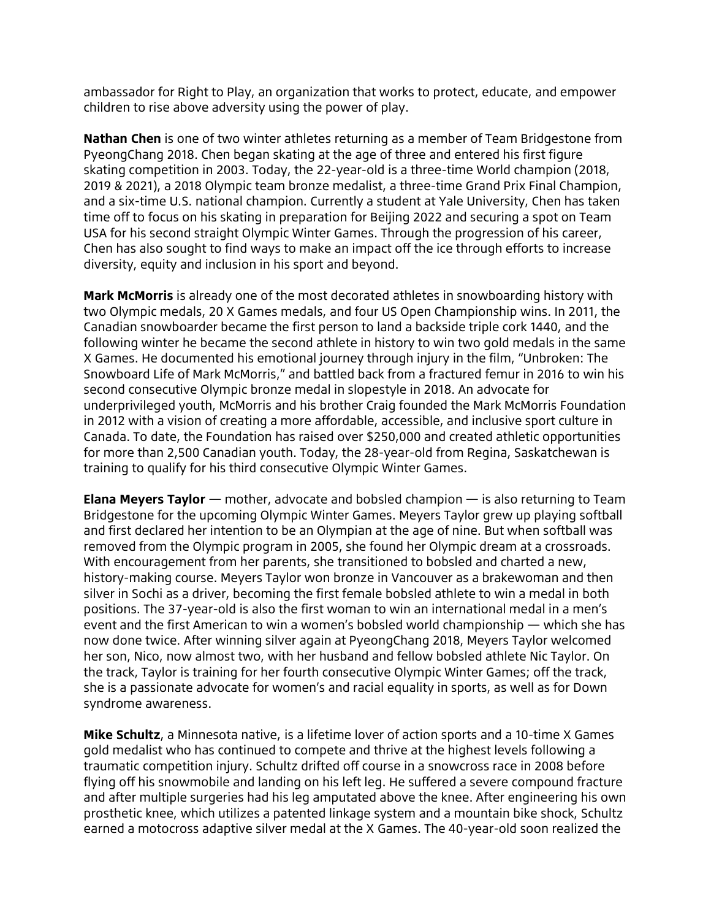ambassador for Right to Play, an organization that works to protect, educate, and empower children to rise above adversity using the power of play.

**Nathan Chen** is one of two winter athletes returning as a member of Team Bridgestone from PyeongChang 2018. Chen began skating at the age of three and entered his first figure skating competition in 2003. Today, the 22-year-old is a three-time World champion (2018, 2019 & 2021), a 2018 Olympic team bronze medalist, a three-time Grand Prix Final Champion, and a six-time U.S. national champion. Currently a student at Yale University, Chen has taken time off to focus on his skating in preparation for Beijing 2022 and securing a spot on Team USA for his second straight Olympic Winter Games. Through the progression of his career, Chen has also sought to find ways to make an impact off the ice through efforts to increase diversity, equity and inclusion in his sport and beyond.

**Mark McMorris** is already one of the most decorated athletes in snowboarding history with two Olympic medals, 20 X Games medals, and four US Open Championship wins. In 2011, the Canadian snowboarder became the first person to land a backside triple cork 1440, and the following winter he became the second athlete in history to win two gold medals in the same X Games. He documented his emotional journey through injury in the film, "Unbroken: The Snowboard Life of Mark McMorris," and battled back from a fractured femur in 2016 to win his second consecutive Olympic bronze medal in slopestyle in 2018. An advocate for underprivileged youth, McMorris and his brother Craig founded the Mark McMorris Foundation in 2012 with a vision of creating a more affordable, accessible, and inclusive sport culture in Canada. To date, the Foundation has raised over $250,000 and created athletic opportunities for more than 2,500 Canadian youth. Today, the 28-year-old from Regina, Saskatchewan is training to qualify for his third consecutive Olympic Winter Games.

**Elana Meyers Taylor** — mother, advocate and bobsled champion — is also returning to Team Bridgestone for the upcoming Olympic Winter Games. Meyers Taylor grew up playing softball and first declared her intention to be an Olympian at the age of nine. But when softball was removed from the Olympic program in 2005, she found her Olympic dream at a crossroads. With encouragement from her parents, she transitioned to bobsled and charted a new, history-making course. Meyers Taylor won bronze in Vancouver as a brakewoman and then silver in Sochi as a driver, becoming the first female bobsled athlete to win a medal in both positions. The 37-year-old is also the first woman to win an international medal in a men's event and the first American to win a women's bobsled world championship — which she has now done twice. After winning silver again at PyeongChang 2018, Meyers Taylor welcomed her son, Nico, now almost two, with her husband and fellow bobsled athlete Nic Taylor. On the track, Taylor is training for her fourth consecutive Olympic Winter Games; off the track, she is a passionate advocate for women's and racial equality in sports, as well as for Down syndrome awareness.

**Mike Schultz**, a Minnesota native, is a lifetime lover of action sports and a 10-time X Games gold medalist who has continued to compete and thrive at the highest levels following a traumatic competition injury. Schultz drifted off course in a snowcross race in 2008 before flying off his snowmobile and landing on his left leg. He suffered a severe compound fracture and after multiple surgeries had his leg amputated above the knee. After engineering his own prosthetic knee, which utilizes a patented linkage system and a mountain bike shock, Schultz earned a motocross adaptive silver medal at the X Games. The 40-year-old soon realized the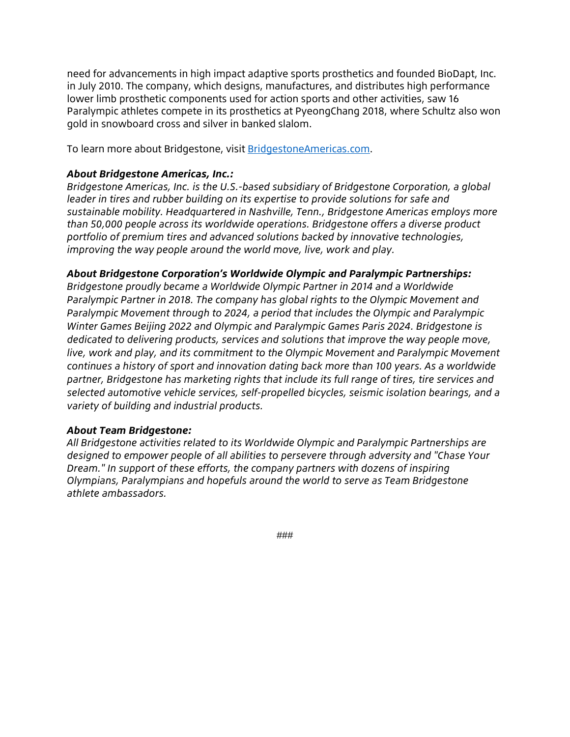need for advancements in high impact adaptive sports prosthetics and founded BioDapt, Inc. in July 2010. The company, which designs, manufactures, and distributes high performance lower limb prosthetic components used for action sports and other activities, saw 16 Paralympic athletes compete in its prosthetics at PyeongChang 2018, where Schultz also won gold in snowboard cross and silver in banked slalom.

To learn more about Bridgestone, visit [BridgestoneAmericas.com](BridgestoneAmericas.com).

***About Bridgestone Americas, Inc.:***
*Bridgestone Americas, Inc. is the U.S.-based subsidiary of Bridgestone Corporation, a global leader in tires and rubber building on its expertise to provide solutions for safe and sustainable mobility. Headquartered in Nashville, Tenn., Bridgestone Americas employs more than 50,000 people across its worldwide operations. Bridgestone offers a diverse product portfolio of premium tires and advanced solutions backed by innovative technologies, improving the way people around the world move, live, work and play.*

***About Bridgestone Corporation's Worldwide Olympic and Paralympic Partnerships:***
*Bridgestone proudly became a Worldwide Olympic Partner in 2014 and a Worldwide Paralympic Partner in 2018. The company has global rights to the Olympic Movement and Paralympic Movement through to 2024, a period that includes the Olympic and Paralympic Winter Games Beijing 2022 and Olympic and Paralympic Games Paris 2024. Bridgestone is dedicated to delivering products, services and solutions that improve the way people move, live, work and play, and its commitment to the Olympic Movement and Paralympic Movement continues a history of sport and innovation dating back more than 100 years. As a worldwide partner, Bridgestone has marketing rights that include its full range of tires, tire services and selected automotive vehicle services, self-propelled bicycles, seismic isolation bearings, and a variety of building and industrial products.*

***About Team Bridgestone:***
*All Bridgestone activities related to its Worldwide Olympic and Paralympic Partnerships are designed to empower people of all abilities to persevere through adversity and "Chase Your Dream." In support of these efforts, the company partners with dozens of inspiring Olympians, Paralympians and hopefuls around the world to serve as Team Bridgestone athlete ambassadors.*

###